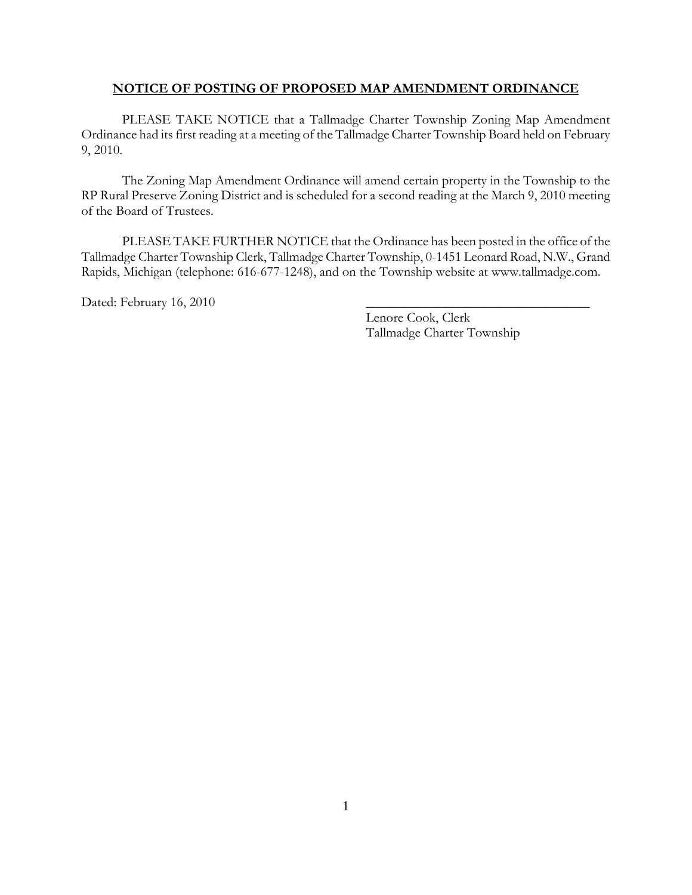## NOTICE OF POSTING OF PROPOSED MAP AMENDMENT ORDINANCE

PLEASE TAKE NOTICE that a Tallmadge Charter Township Zoning Map Amendment Ordinance had its first reading at a meeting of the Tallmadge Charter Township Board held on February 9, 2010.

The Zoning Map Amendment Ordinance will amend certain property in the Township to the RP Rural Preserve Zoning District and is scheduled for a second reading at the March 9, 2010 meeting of the Board of Trustees.

PLEASE TAKE FURTHER NOTICE that the Ordinance has been posted in the office of the Tallmadge Charter Township Clerk, Tallmadge Charter Township, 0-1451 Leonard Road, N.W., Grand Rapids, Michigan (telephone: 616-677-1248), and on the Township website at www.tallmadge.com.

Dated: February 16, 2010

\_\_\_\_\_\_\_\_\_\_\_\_\_\_\_\_\_\_\_\_\_\_\_\_\_\_\_\_\_\_\_\_\_\_

Lenore Cook, Clerk
Tallmadge Charter Township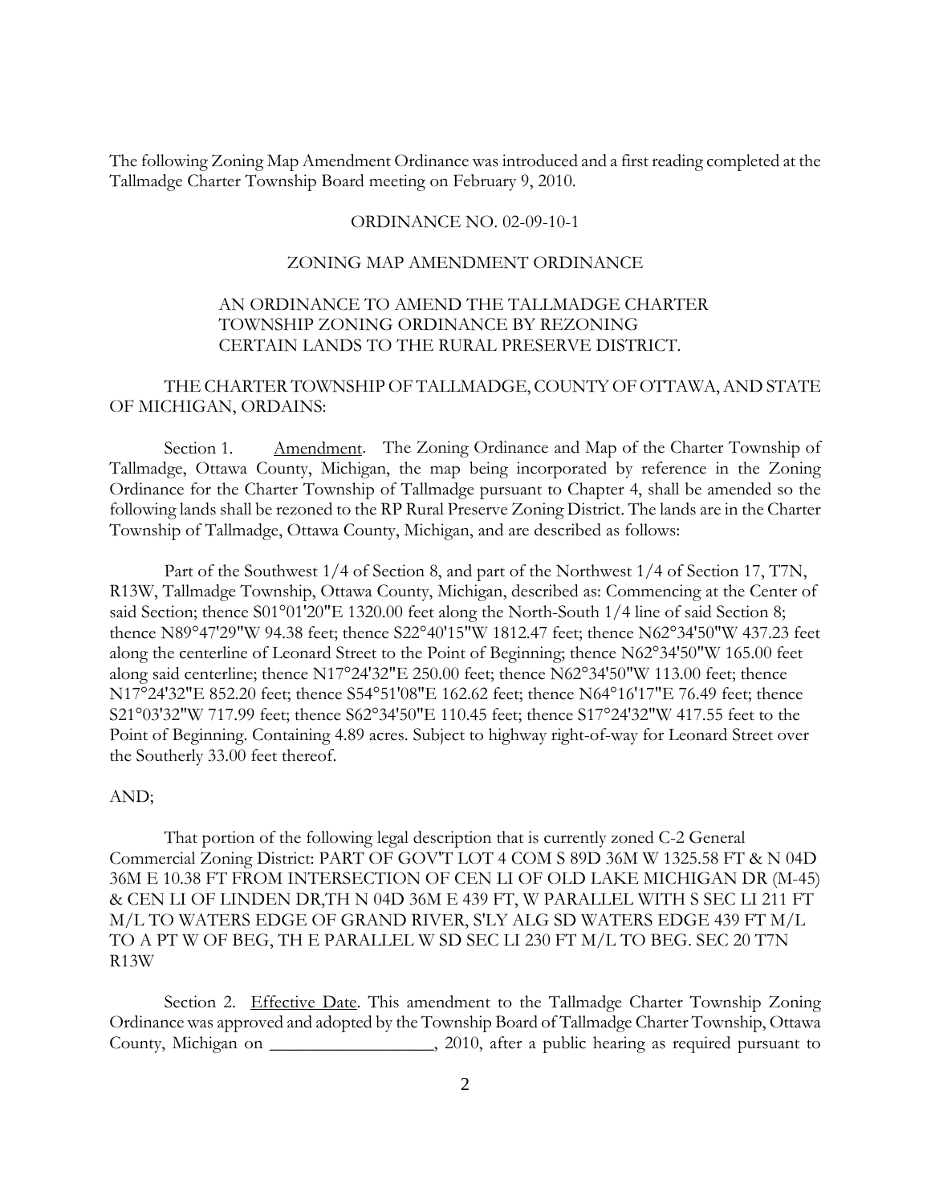The following Zoning Map Amendment Ordinance was introduced and a first reading completed at the Tallmadge Charter Township Board meeting on February 9, 2010.

ORDINANCE NO. 02-09-10-1

ZONING MAP AMENDMENT ORDINANCE

AN ORDINANCE TO AMEND THE TALLMADGE CHARTER TOWNSHIP ZONING ORDINANCE BY REZONING CERTAIN LANDS TO THE RURAL PRESERVE DISTRICT.

THE CHARTER TOWNSHIP OF TALLMADGE, COUNTY OF OTTAWA, AND STATE OF MICHIGAN, ORDAINS:

Section 1. Amendment. The Zoning Ordinance and Map of the Charter Township of Tallmadge, Ottawa County, Michigan, the map being incorporated by reference in the Zoning Ordinance for the Charter Township of Tallmadge pursuant to Chapter 4, shall be amended so the following lands shall be rezoned to the RP Rural Preserve Zoning District. The lands are in the Charter Township of Tallmadge, Ottawa County, Michigan, and are described as follows:

Part of the Southwest 1/4 of Section 8, and part of the Northwest 1/4 of Section 17, T7N, R13W, Tallmadge Township, Ottawa County, Michigan, described as: Commencing at the Center of said Section; thence S01°01'20"E 1320.00 feet along the North-South 1/4 line of said Section 8; thence N89°47'29"W 94.38 feet; thence S22°40'15"W 1812.47 feet; thence N62°34'50"W 437.23 feet along the centerline of Leonard Street to the Point of Beginning; thence N62°34'50"W 165.00 feet along said centerline; thence N17°24'32"E 250.00 feet; thence N62°34'50"W 113.00 feet; thence N17°24'32"E 852.20 feet; thence S54°51'08"E 162.62 feet; thence N64°16'17"E 76.49 feet; thence S21°03'32"W 717.99 feet; thence S62°34'50"E 110.45 feet; thence S17°24'32"W 417.55 feet to the Point of Beginning. Containing 4.89 acres. Subject to highway right-of-way for Leonard Street over the Southerly 33.00 feet thereof.

AND;

That portion of the following legal description that is currently zoned C-2 General Commercial Zoning District: PART OF GOV'T LOT 4 COM S 89D 36M W 1325.58 FT & N 04D 36M E 10.38 FT FROM INTERSECTION OF CEN LI OF OLD LAKE MICHIGAN DR (M-45) & CEN LI OF LINDEN DR,TH N 04D 36M E 439 FT, W PARALLEL WITH S SEC LI 211 FT M/L TO WATERS EDGE OF GRAND RIVER, S'LY ALG SD WATERS EDGE 439 FT M/L TO A PT W OF BEG, TH E PARALLEL W SD SEC LI 230 FT M/L TO BEG. SEC 20 T7N R13W

Section 2. Effective Date. This amendment to the Tallmadge Charter Township Zoning Ordinance was approved and adopted by the Township Board of Tallmadge Charter Township, Ottawa County, Michigan on ____________________, 2010, after a public hearing as required pursuant to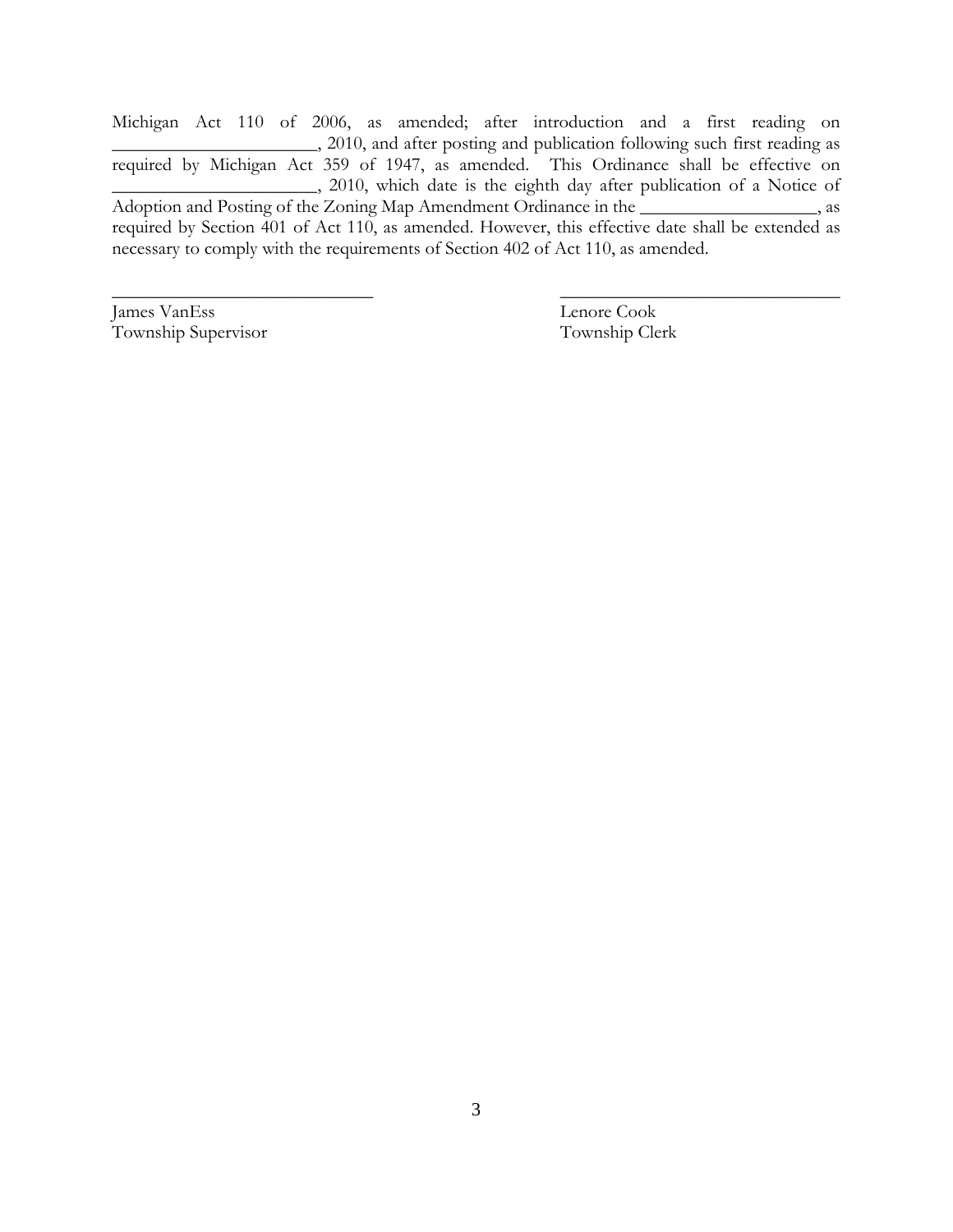Michigan Act 110 of 2006, as amended; after introduction and a first reading on _______________________, 2010, and after posting and publication following such first reading as required by Michigan Act 359 of 1947, as amended. This Ordinance shall be effective on _______________________, 2010, which date is the eighth day after publication of a Notice of Adoption and Posting of the Zoning Map Amendment Ordinance in the ____________________, as required by Section 401 of Act 110, as amended. However, this effective date shall be extended as necessary to comply with the requirements of Section 402 of Act 110, as amended.

_____________________________
James VanEss
Township Supervisor

_______________________________
Lenore Cook
Township Clerk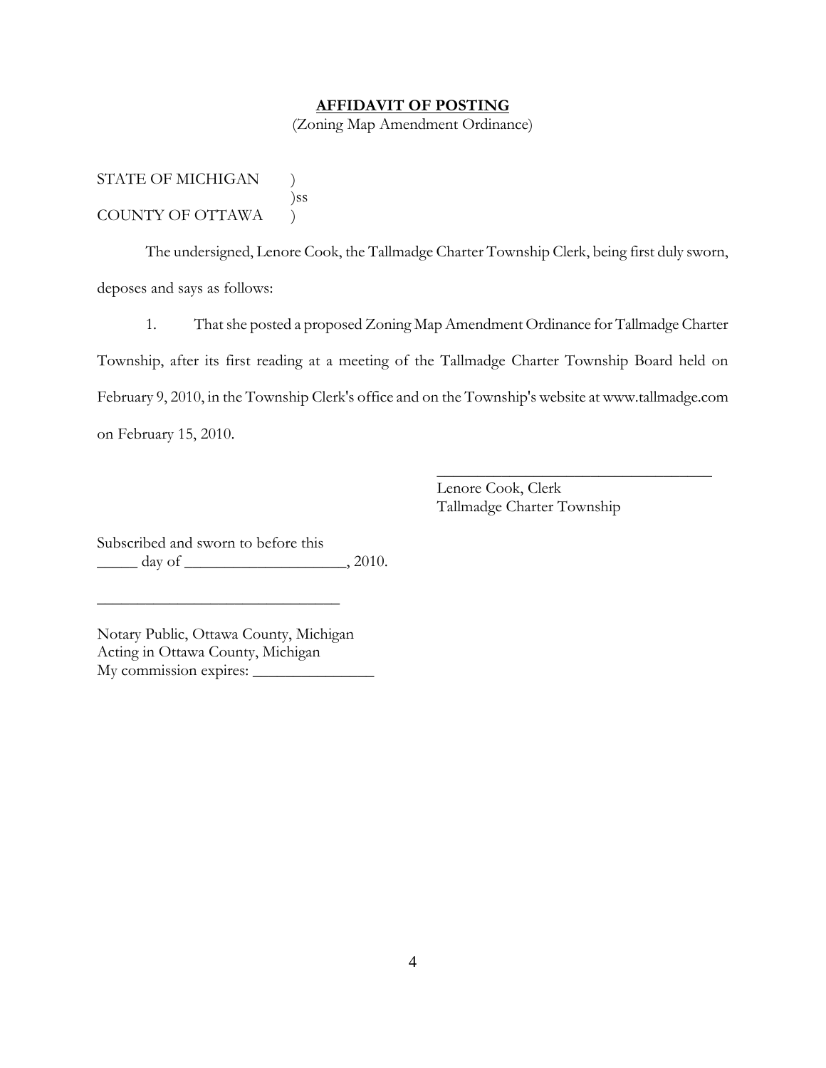**AFFIDAVIT OF POSTING**
(Zoning Map Amendment Ordinance)

STATE OF MICHIGAN )
)ss
COUNTY OF OTTAWA )

The undersigned, Lenore Cook, the Tallmadge Charter Township Clerk, being first duly sworn, deposes and says as follows:

1. That she posted a proposed Zoning Map Amendment Ordinance for Tallmadge Charter Township, after its first reading at a meeting of the Tallmadge Charter Township Board held on February 9, 2010, in the Township Clerk's office and on the Township's website at www.tallmadge.com on February 15, 2010.

___________________________________
Lenore Cook, Clerk
Tallmadge Charter Township

Subscribed and sworn to before this
_____ day of ____________________, 2010.

______________________________

Notary Public, Ottawa County, Michigan
Acting in Ottawa County, Michigan
My commission expires: _______________